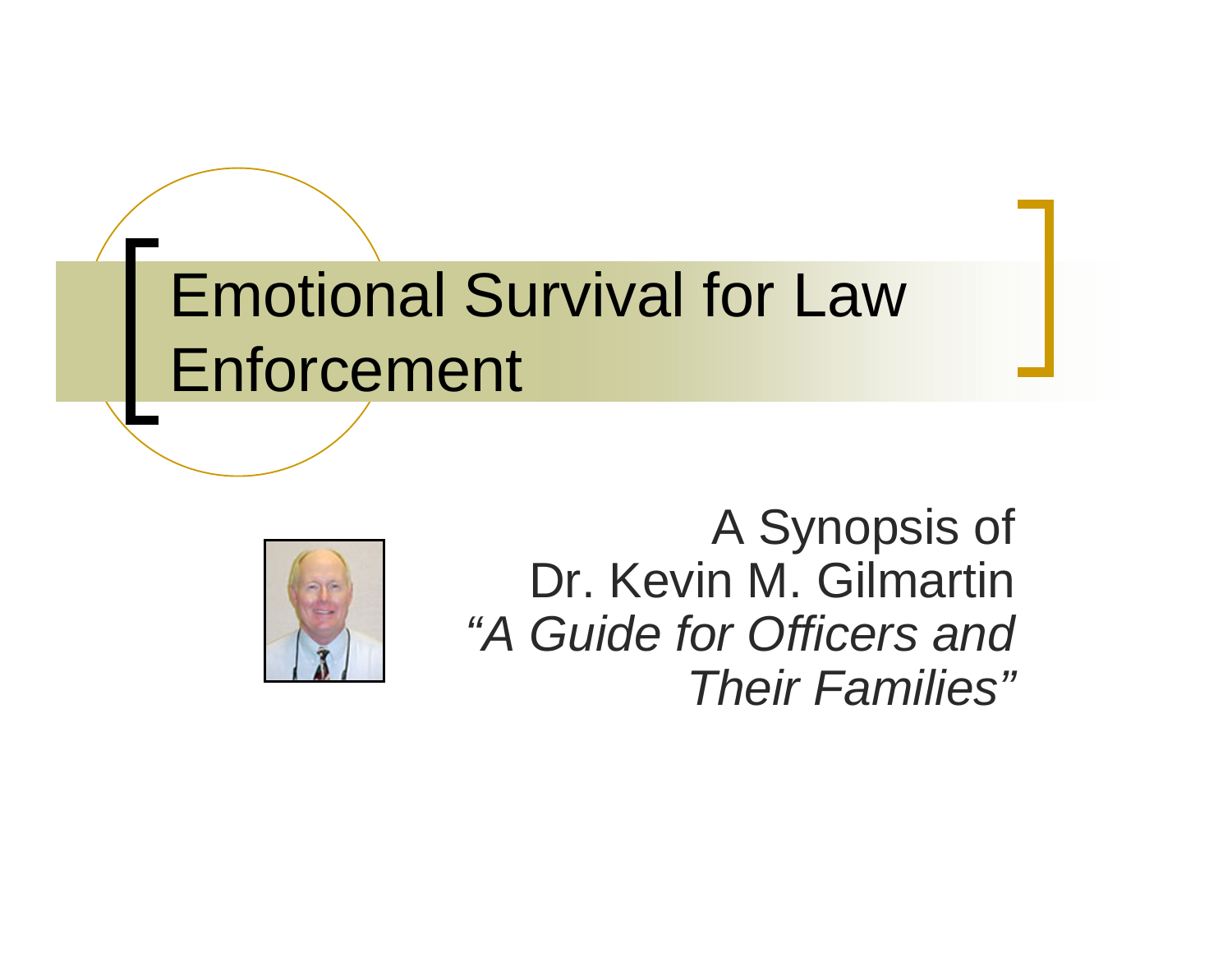# Emotional Survival for Law Enforcement

A Synopsis of
Dr. Kevin M. Gilmartin
*"A Guide for Officers and Their Families"*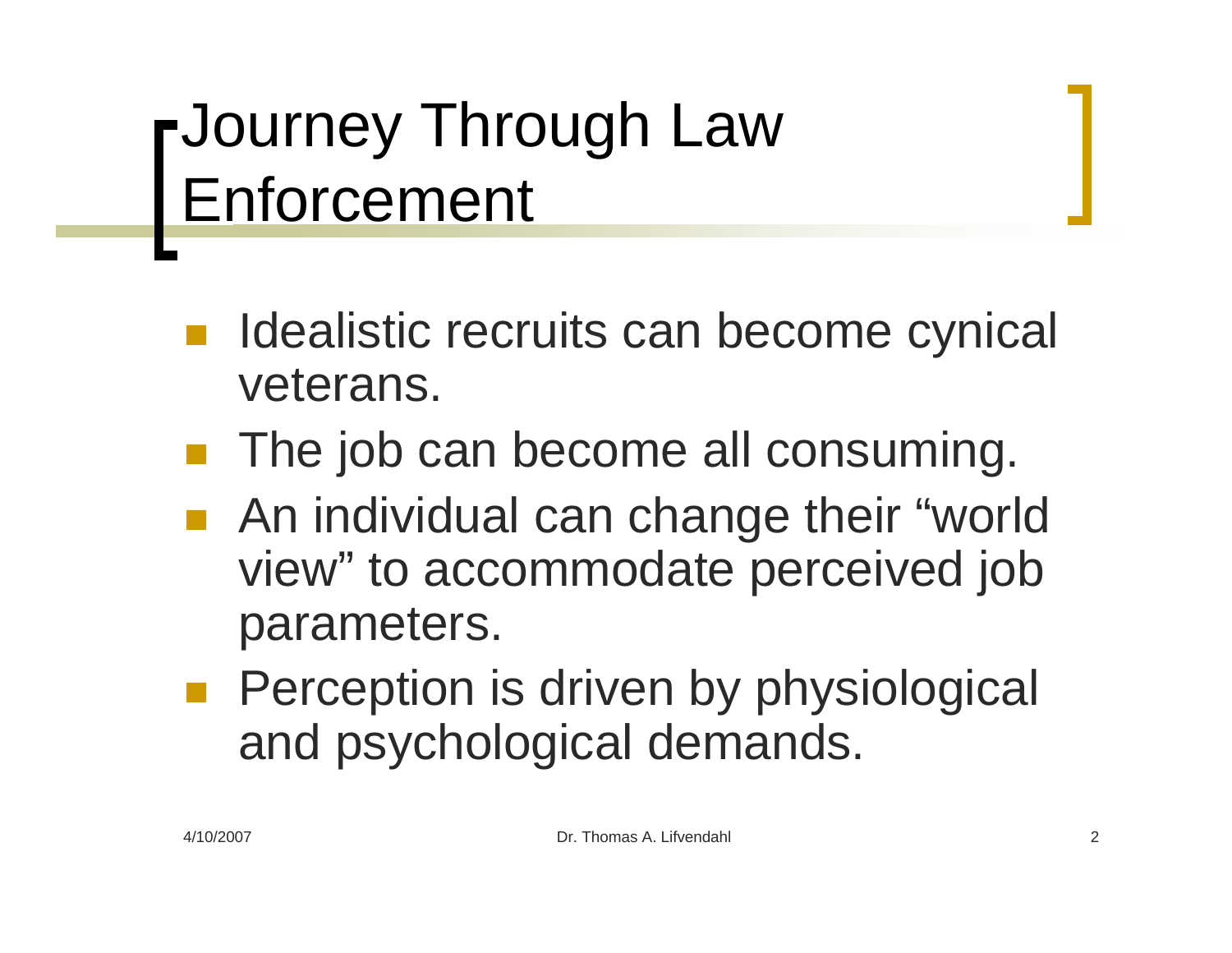# Journey Through Law Enforcement

- Idealistic recruits can become cynical veterans.
- The job can become all consuming.
- An individual can change their "world view" to accommodate perceived job parameters.
- Perception is driven by physiological and psychological demands.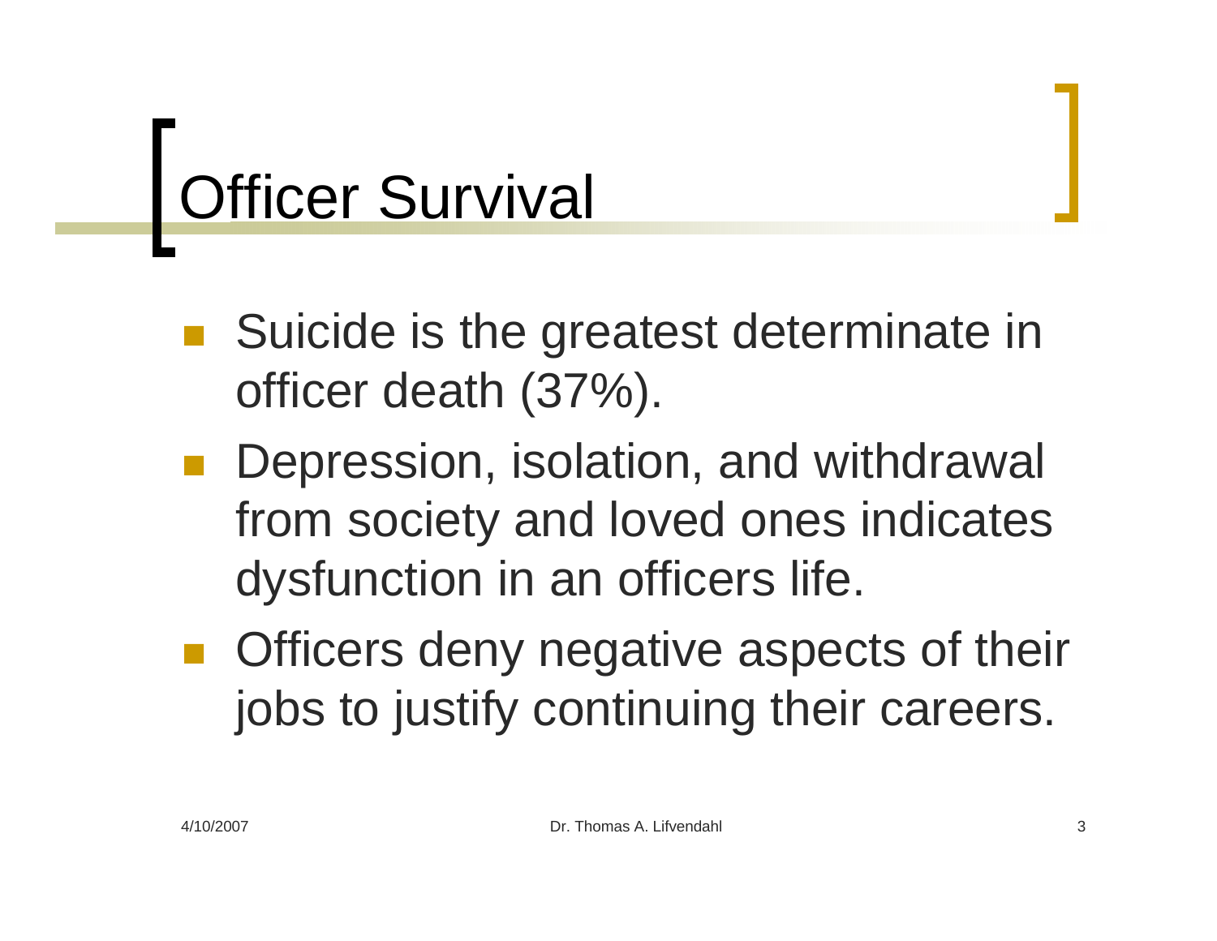# Officer Survival

- Suicide is the greatest determinate in officer death (37%).
- Depression, isolation, and withdrawal from society and loved ones indicates dysfunction in an officers life.
- Officers deny negative aspects of their jobs to justify continuing their careers.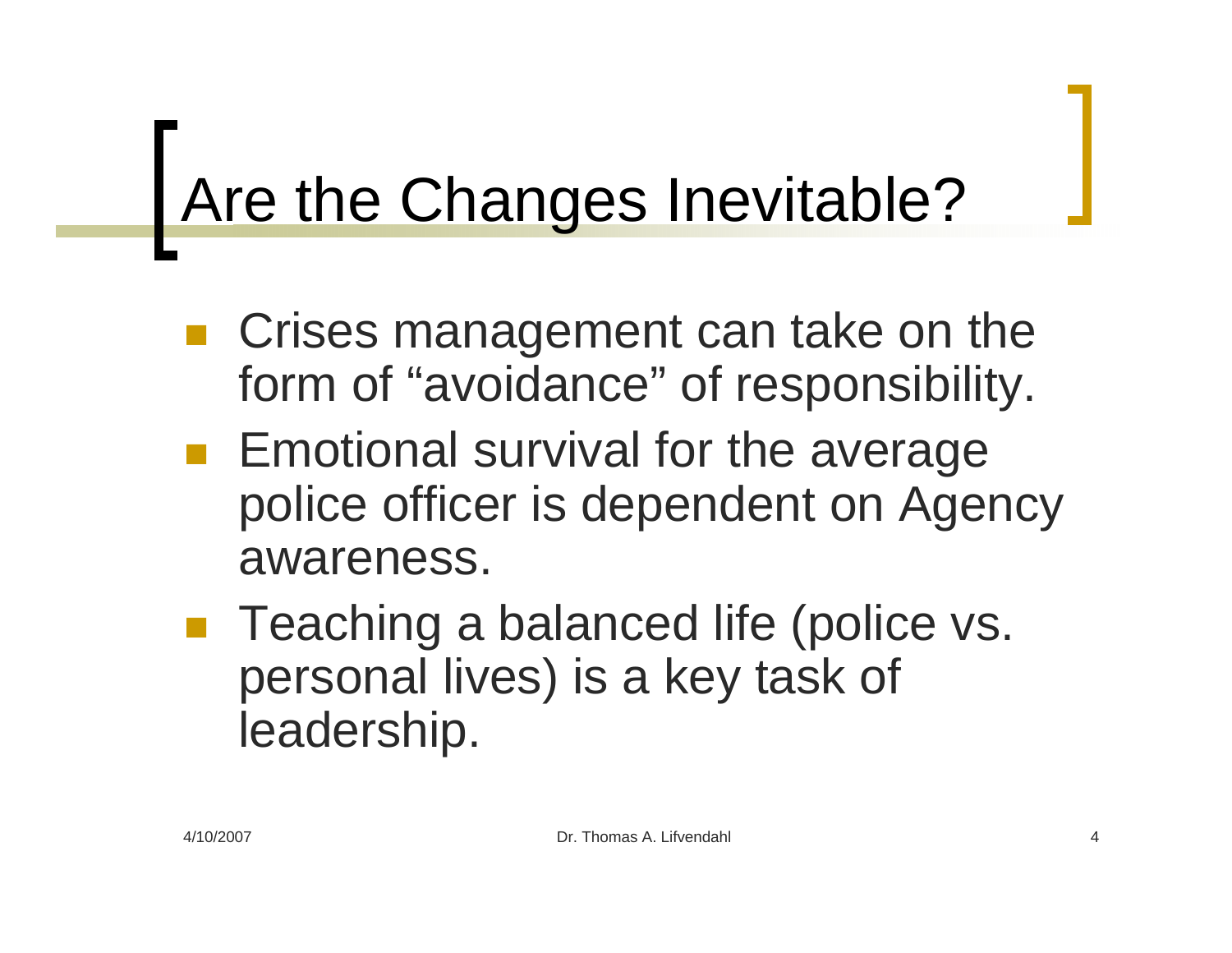# Are the Changes Inevitable?

- Crises management can take on the form of “avoidance” of responsibility.
- Emotional survival for the average police officer is dependent on Agency awareness.
- Teaching a balanced life (police vs. personal lives) is a key task of leadership.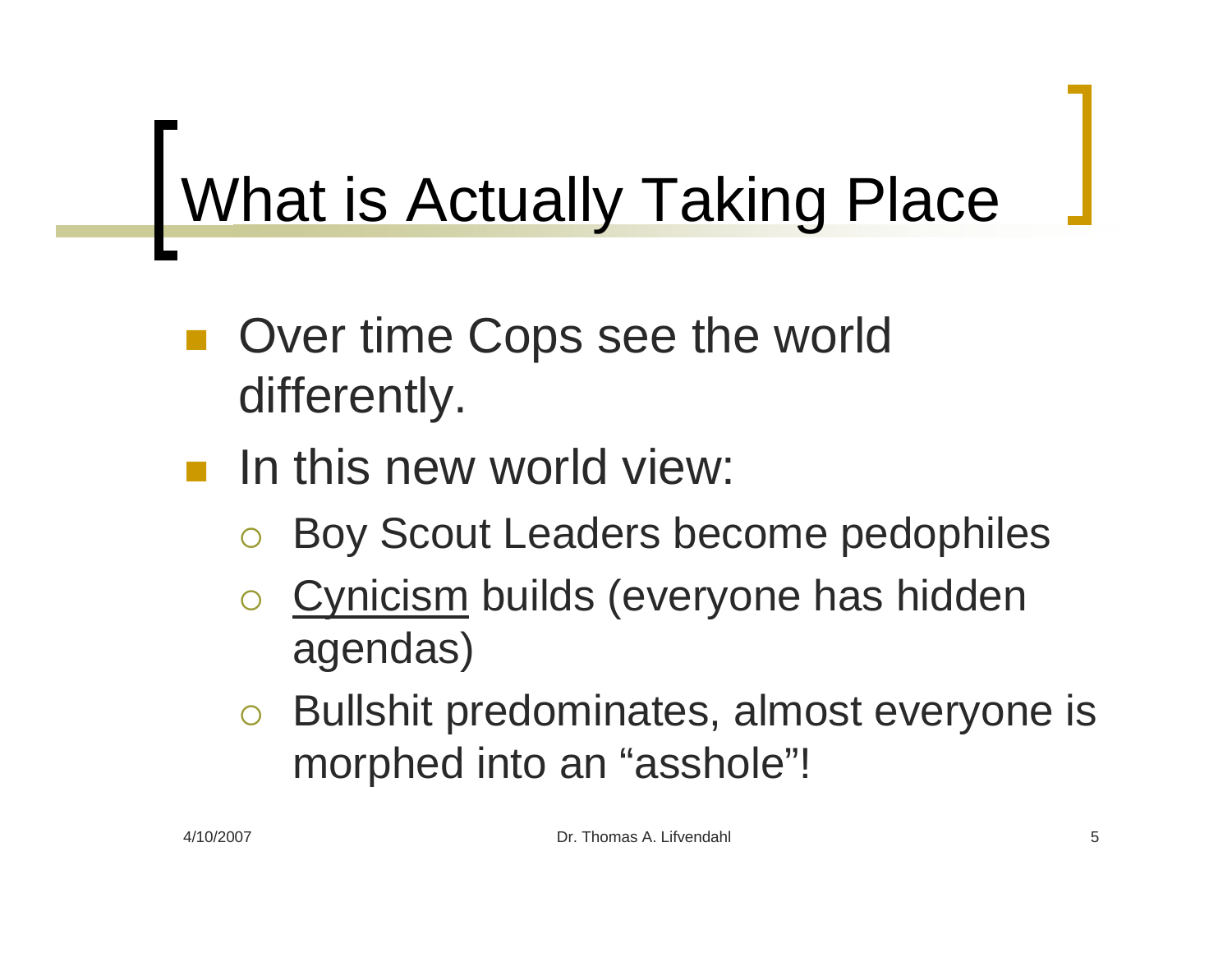# What is Actually Taking Place

- Over time Cops see the world differently.
- In this new world view:
  - Boy Scout Leaders become pedophiles
  - <u>Cynicism</u> builds (everyone has hidden agendas)
  - Bullshit predominates, almost everyone is morphed into an "asshole"!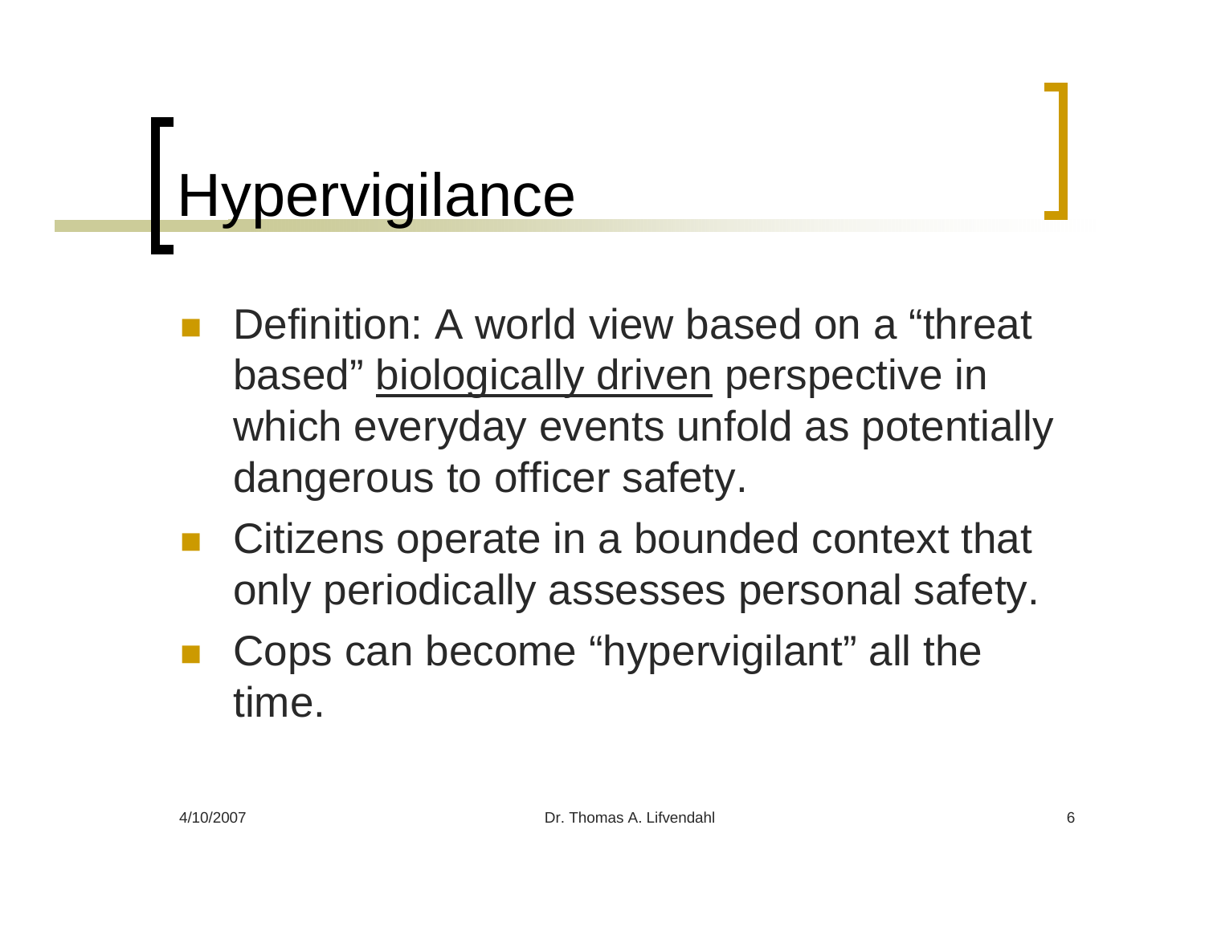# Hypervigilance

- Definition: A world view based on a "threat based" <u>biologically driven</u> perspective in which everyday events unfold as potentially dangerous to officer safety.
- Citizens operate in a bounded context that only periodically assesses personal safety.
- Cops can become "hypervigilant" all the time.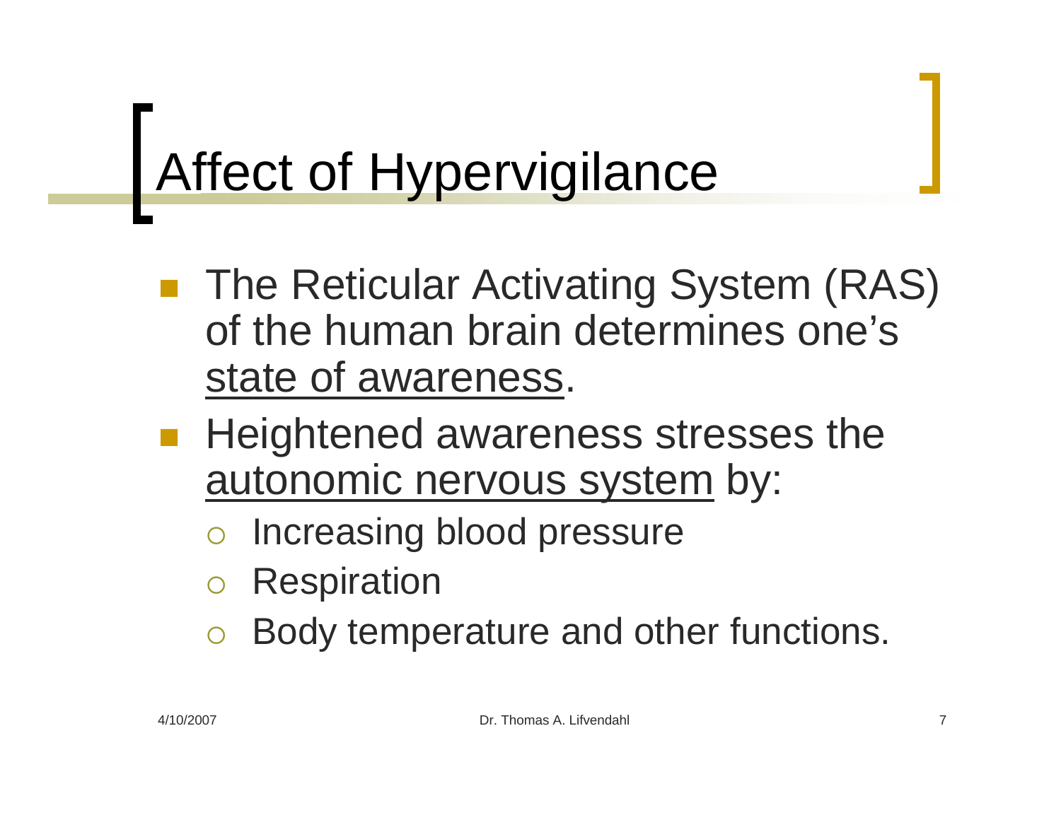# Affect of Hypervigilance

- The Reticular Activating System (RAS) of the human brain determines one's <u>state of awareness</u>.
- Heightened awareness stresses the <u>autonomic nervous system</u> by:
  - Increasing blood pressure
  - Respiration
  - Body temperature and other functions.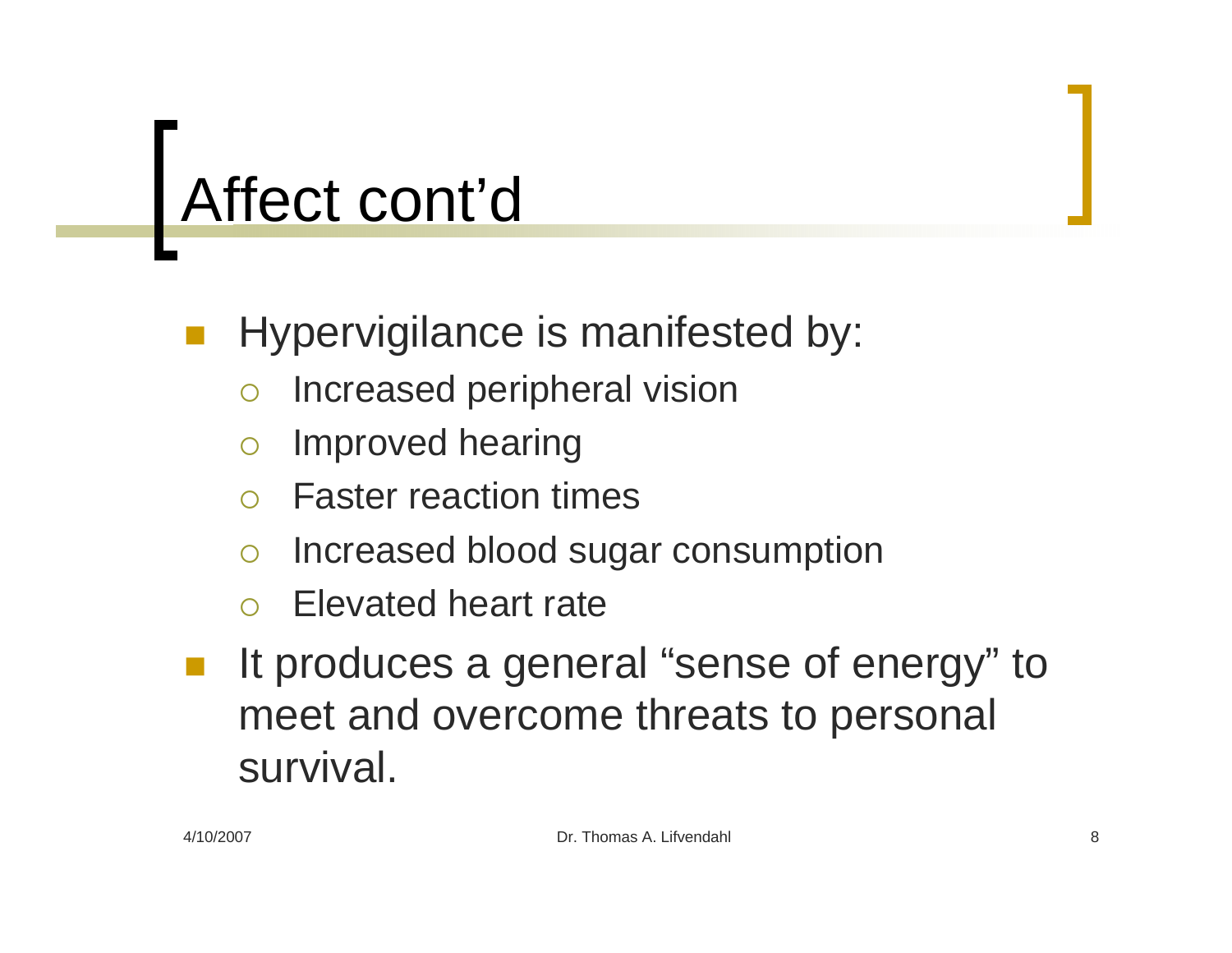# Affect cont'd

- Hypervigilance is manifested by:
  - Increased peripheral vision
  - Improved hearing
  - Faster reaction times
  - Increased blood sugar consumption
  - Elevated heart rate
- It produces a general "sense of energy" to meet and overcome threats to personal survival.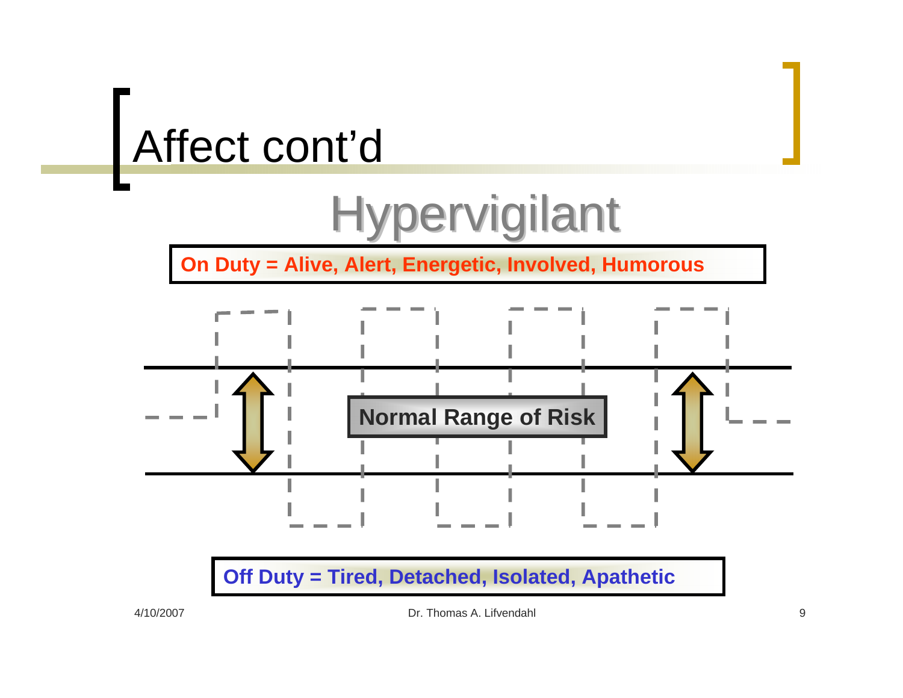# Affect cont'd

## Hypervigilant

**On Duty = Alive, Alert, Energetic, Involved, Humorous**

**Normal Range of Risk**

**Off Duty = Tired, Detached, Isolated, Apathetic**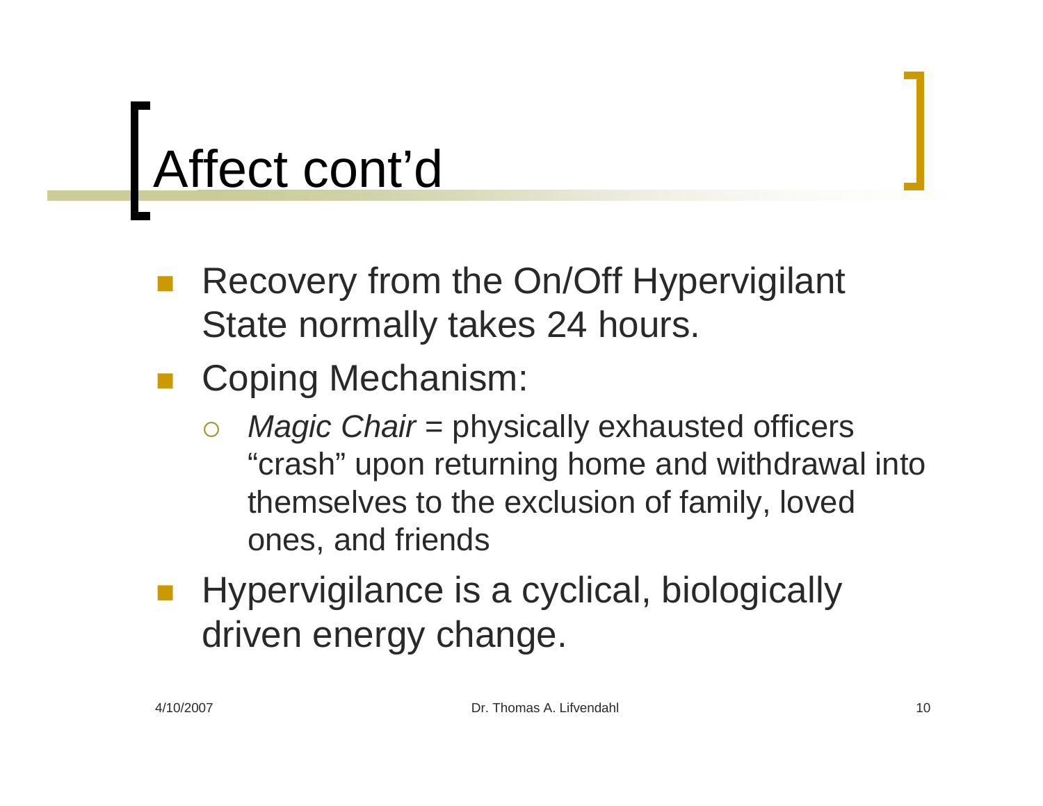# Affect cont'd

- Recovery from the On/Off Hypervigilant State normally takes 24 hours.
- Coping Mechanism:
  - *Magic Chair* = physically exhausted officers "crash" upon returning home and withdrawal into themselves to the exclusion of family, loved ones, and friends
- Hypervigilance is a cyclical, biologically driven energy change.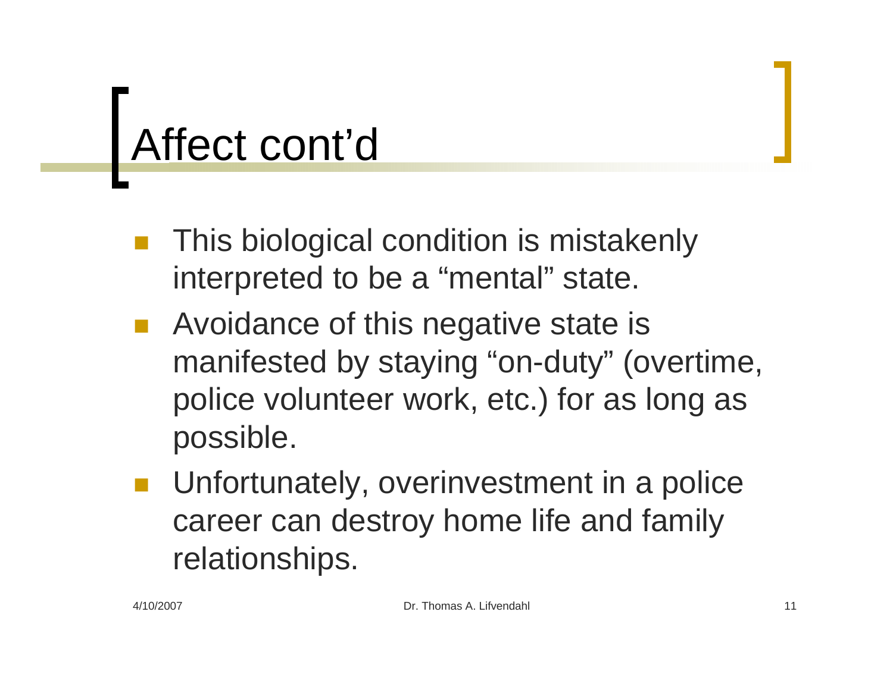# Affect cont'd

- This biological condition is mistakenly interpreted to be a "mental" state.
- Avoidance of this negative state is manifested by staying "on-duty" (overtime, police volunteer work, etc.) for as long as possible.
- Unfortunately, overinvestment in a police career can destroy home life and family relationships.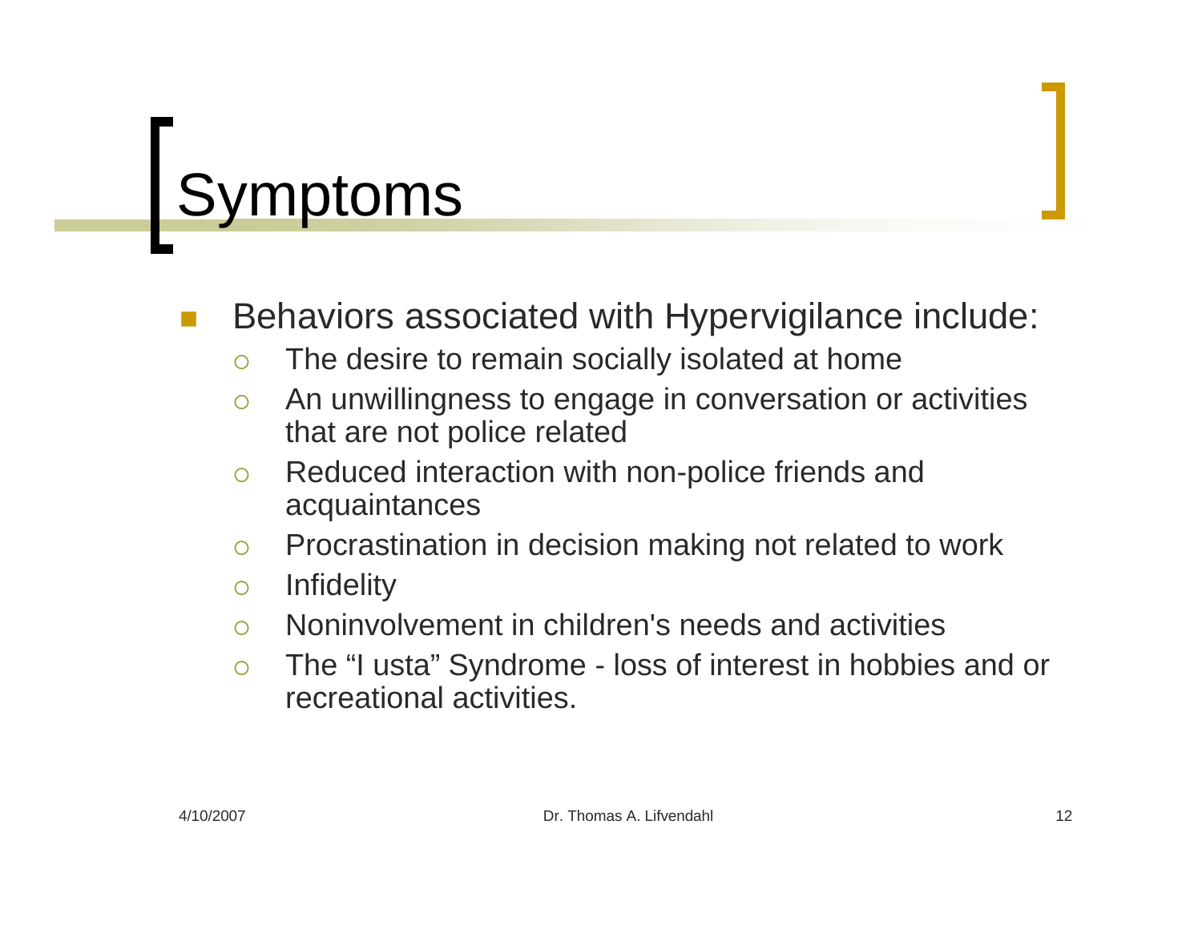# Symptoms

- Behaviors associated with Hypervigilance include:
  - The desire to remain socially isolated at home
  - An unwillingness to engage in conversation or activities that are not police related
  - Reduced interaction with non-police friends and acquaintances
  - Procrastination in decision making not related to work
  - Infidelity
  - Noninvolvement in children's needs and activities
  - The “I usta” Syndrome - loss of interest in hobbies and or recreational activities.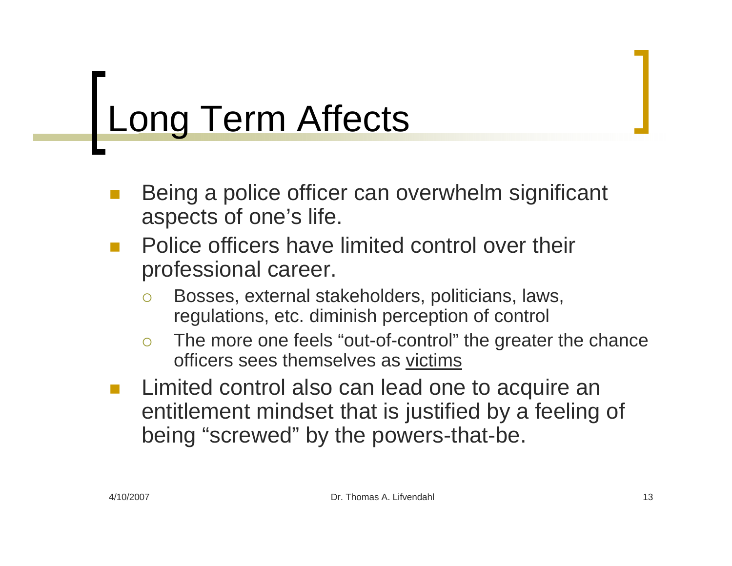# Long Term Affects

- Being a police officer can overwhelm significant aspects of one's life.
- Police officers have limited control over their professional career.
  - Bosses, external stakeholders, politicians, laws, regulations, etc. diminish perception of control
  - The more one feels "out-of-control" the greater the chance officers sees themselves as <u>victims</u>
- Limited control also can lead one to acquire an entitlement mindset that is justified by a feeling of being "screwed" by the powers-that-be.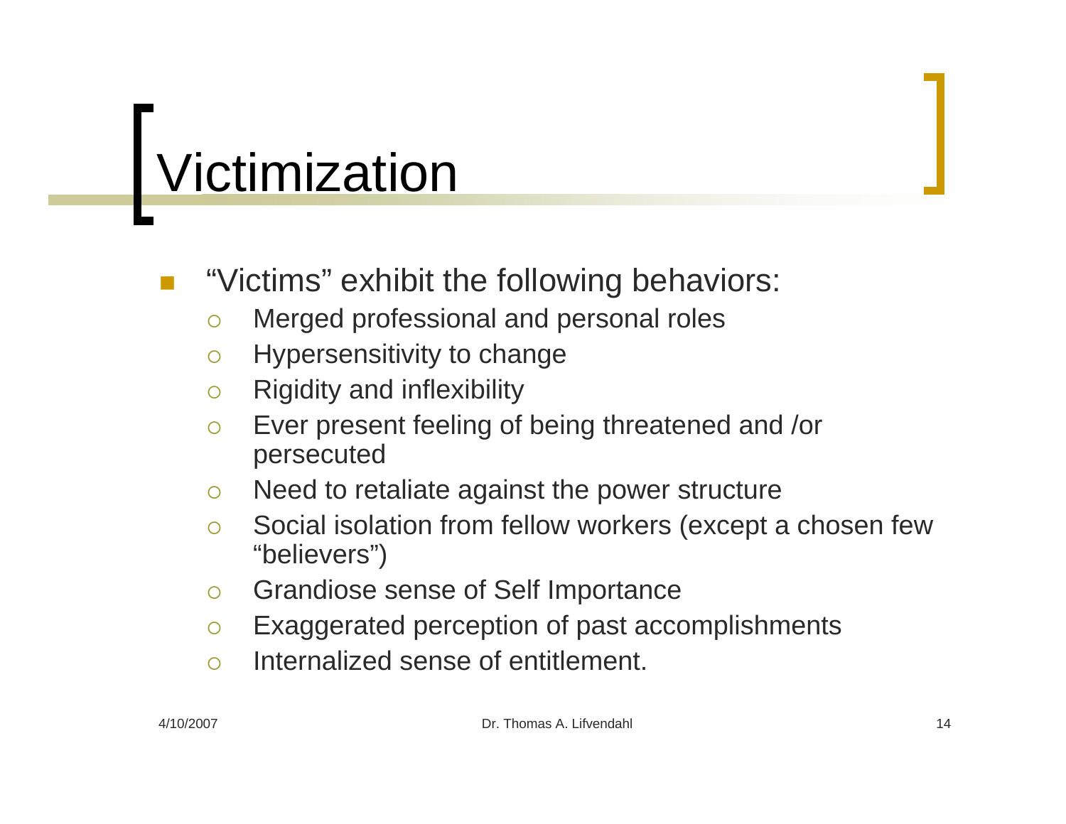# Victimization

- “Victims” exhibit the following behaviors:
  - Merged professional and personal roles
  - Hypersensitivity to change
  - Rigidity and inflexibility
  - Ever present feeling of being threatened and /or persecuted
  - Need to retaliate against the power structure
  - Social isolation from fellow workers (except a chosen few “believers”)
  - Grandiose sense of Self Importance
  - Exaggerated perception of past accomplishments
  - Internalized sense of entitlement.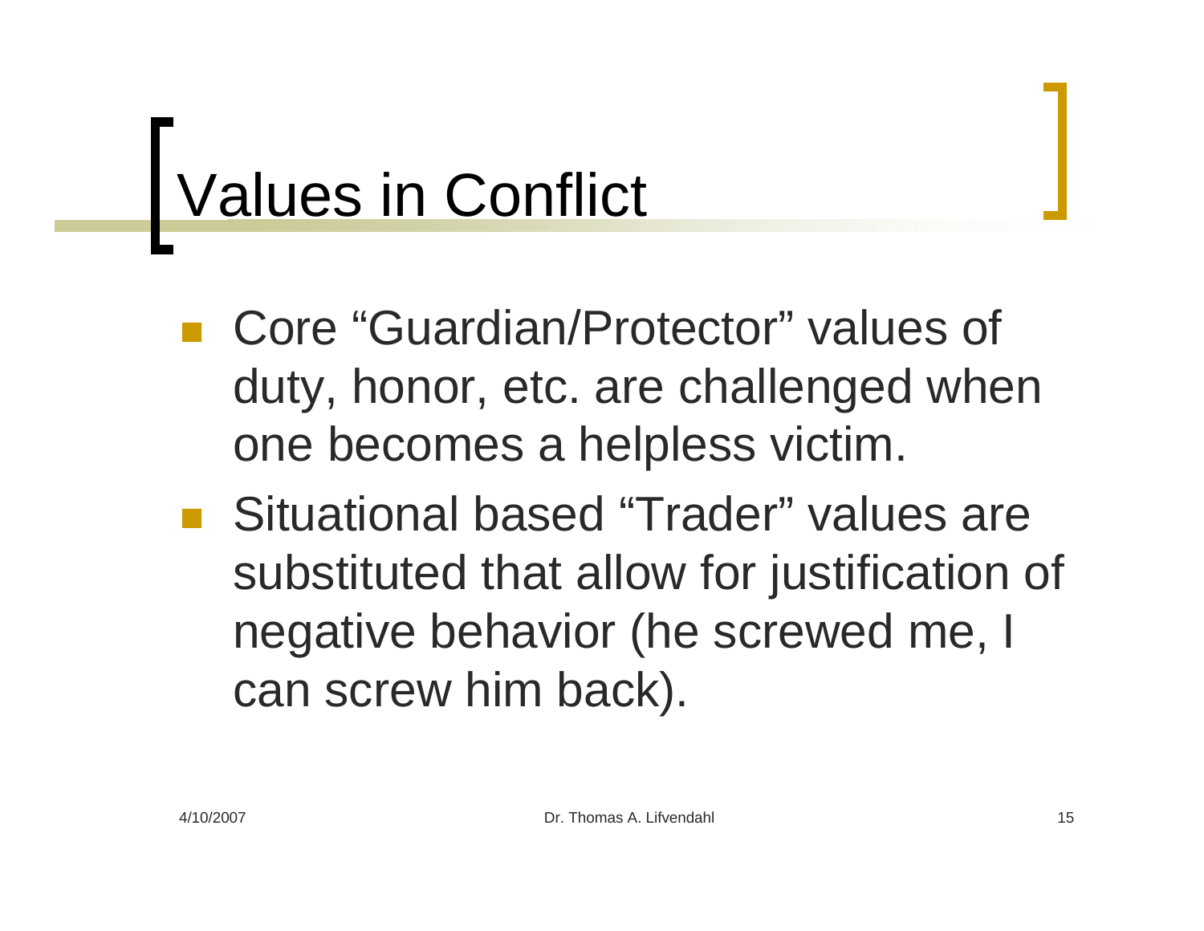# Values in Conflict

- Core “Guardian/Protector” values of duty, honor, etc. are challenged when one becomes a helpless victim.
- Situational based “Trader” values are substituted that allow for justification of negative behavior (he screwed me, I can screw him back).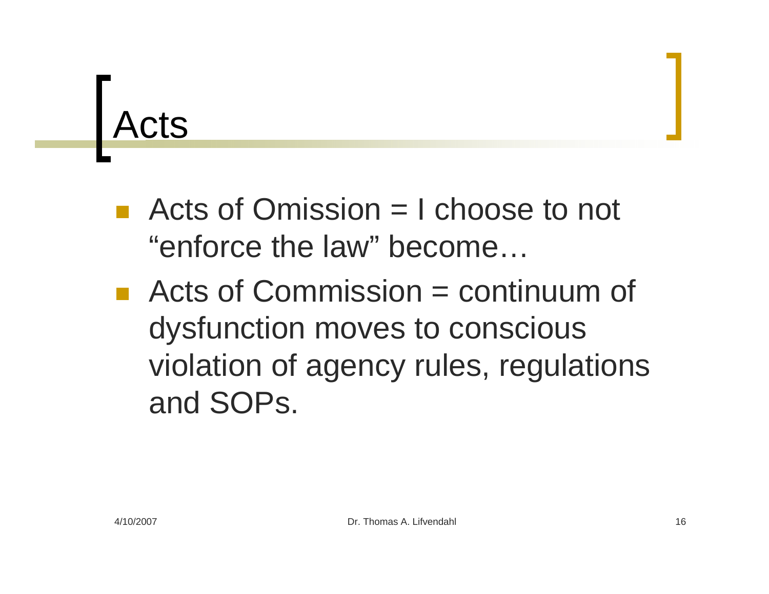# Acts

- Acts of Omission = I choose to not "enforce the law" become…
- Acts of Commission = continuum of dysfunction moves to conscious violation of agency rules, regulations and SOPs.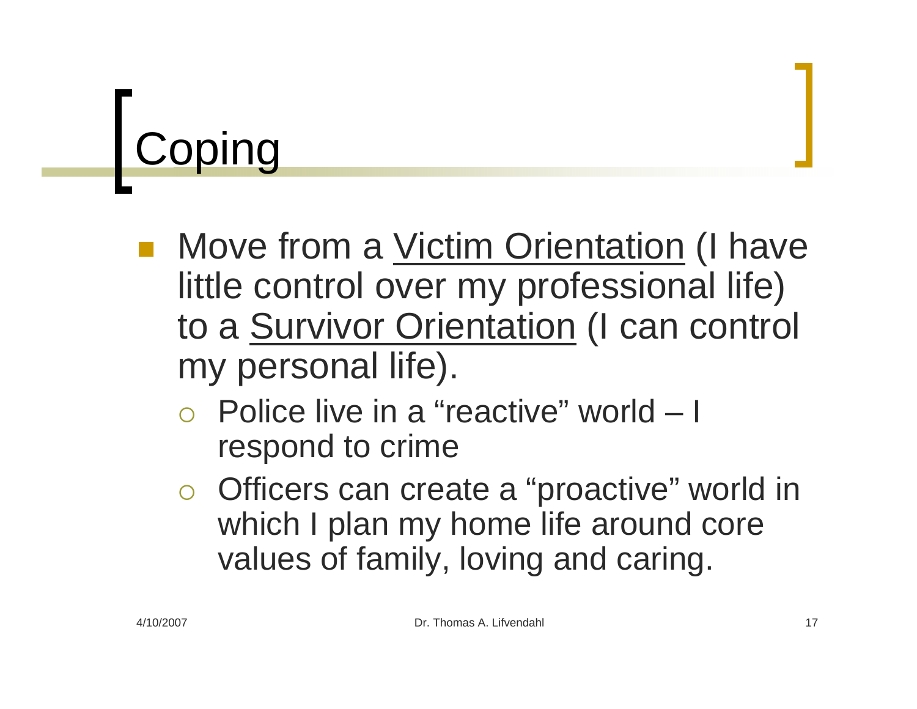# Coping

- Move from a <u>Victim Orientation</u> (I have little control over my professional life) to a <u>Survivor Orientation</u> (I can control my personal life).
  - Police live in a "reactive" world – I respond to crime
  - Officers can create a "proactive" world in which I plan my home life around core values of family, loving and caring.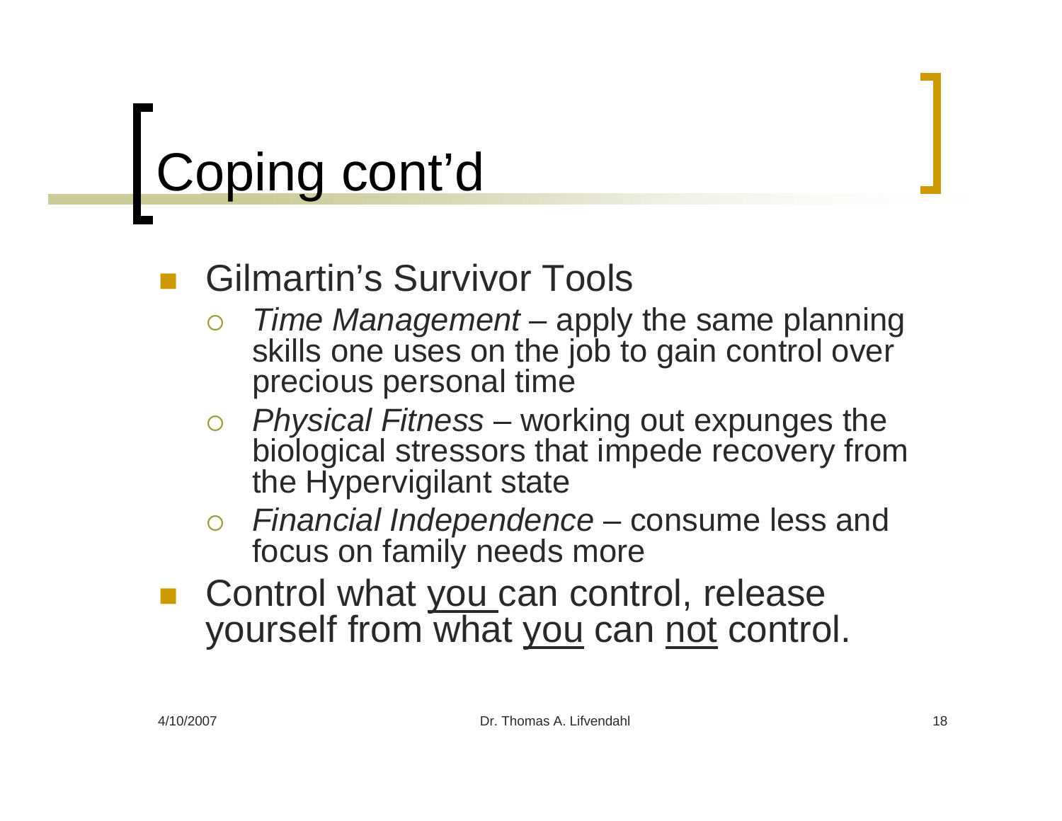# Coping cont'd

- Gilmartin's Survivor Tools
  - *Time Management* – apply the same planning skills one uses on the job to gain control over precious personal time
  - *Physical Fitness* – working out expunges the biological stressors that impede recovery from the Hypervigilant state
  - *Financial Independence* – consume less and focus on family needs more
- Control what <u>you</u> can control, release yourself from what <u>you</u> can <u>not</u> control.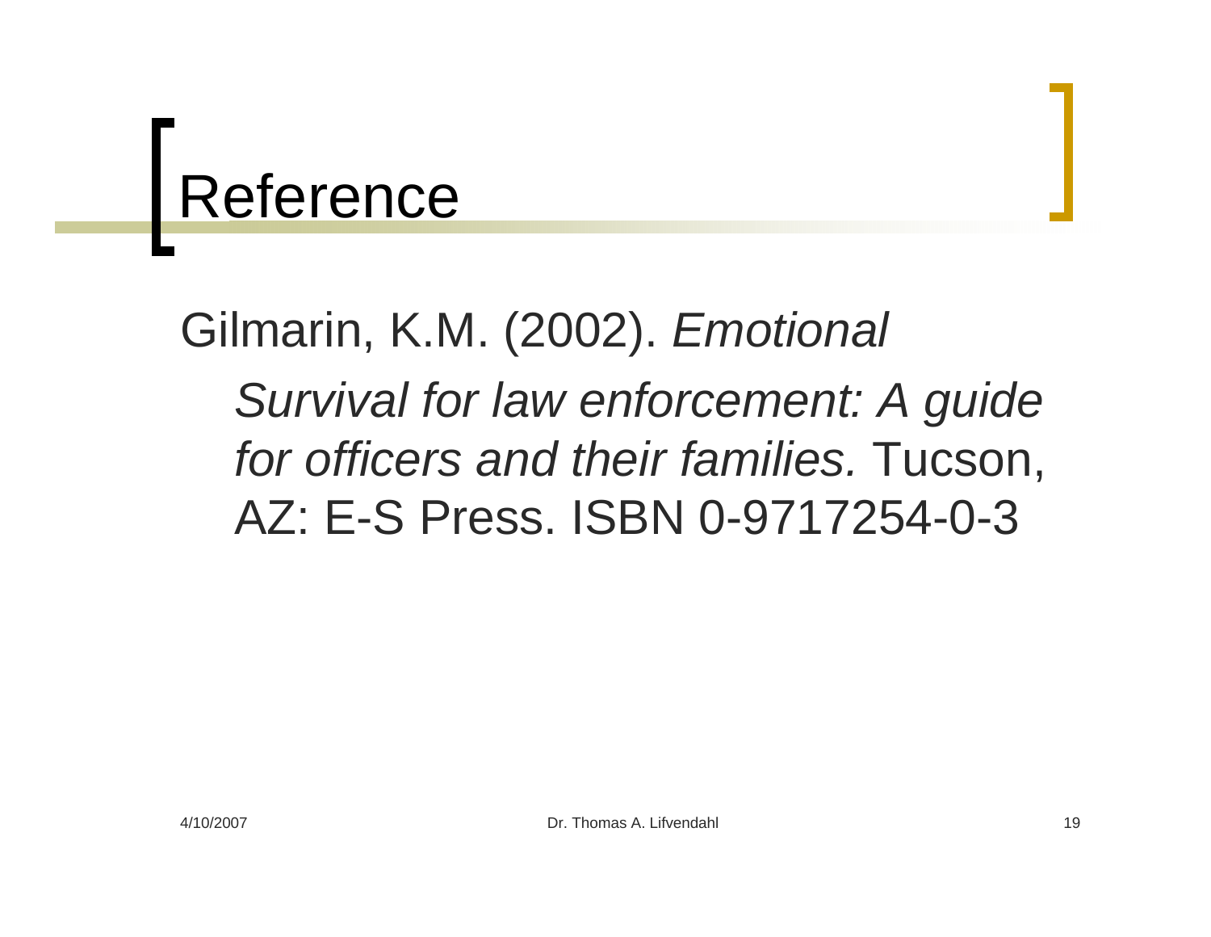# Reference

Gilmarin, K.M. (2002). *Emotional Survival for law enforcement: A guide for officers and their families.* Tucson, AZ: E-S Press. ISBN 0-9717254-0-3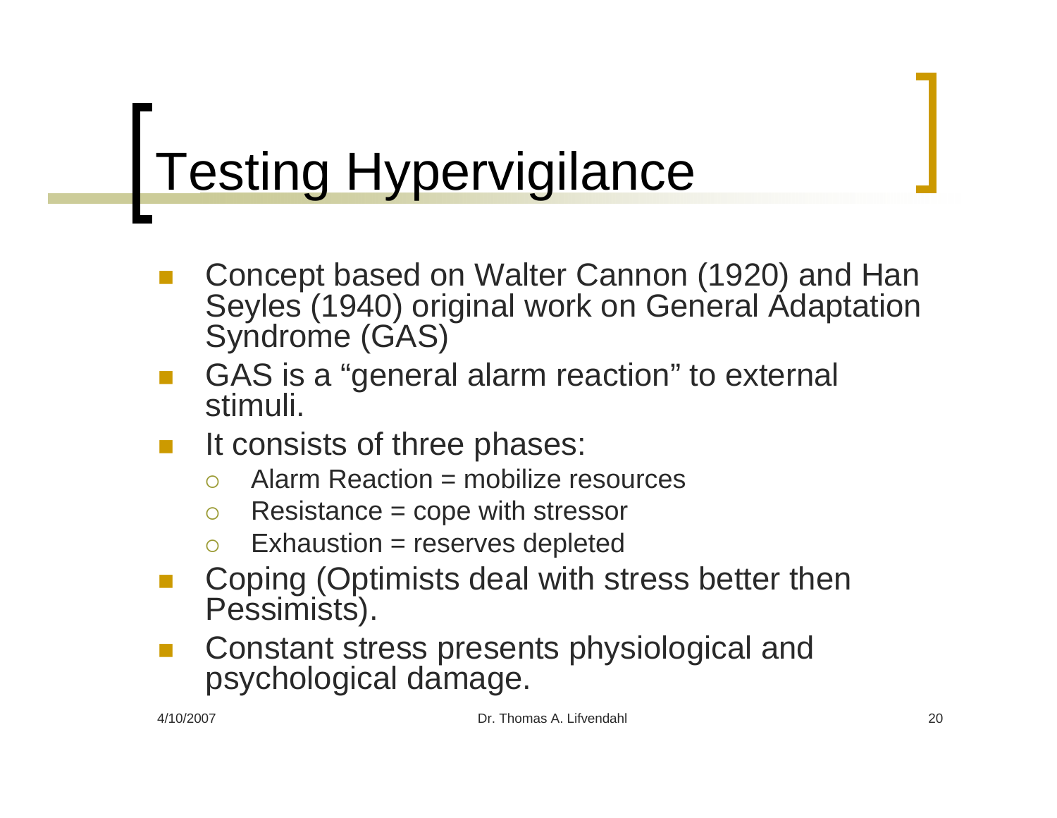# Testing Hypervigilance

- Concept based on Walter Cannon (1920) and Han Seyles (1940) original work on General Adaptation Syndrome (GAS)
- GAS is a "general alarm reaction" to external stimuli.
- It consists of three phases:
  - Alarm Reaction = mobilize resources
  - Resistance = cope with stressor
  - Exhaustion = reserves depleted
- Coping (Optimists deal with stress better then Pessimists).
- Constant stress presents physiological and psychological damage.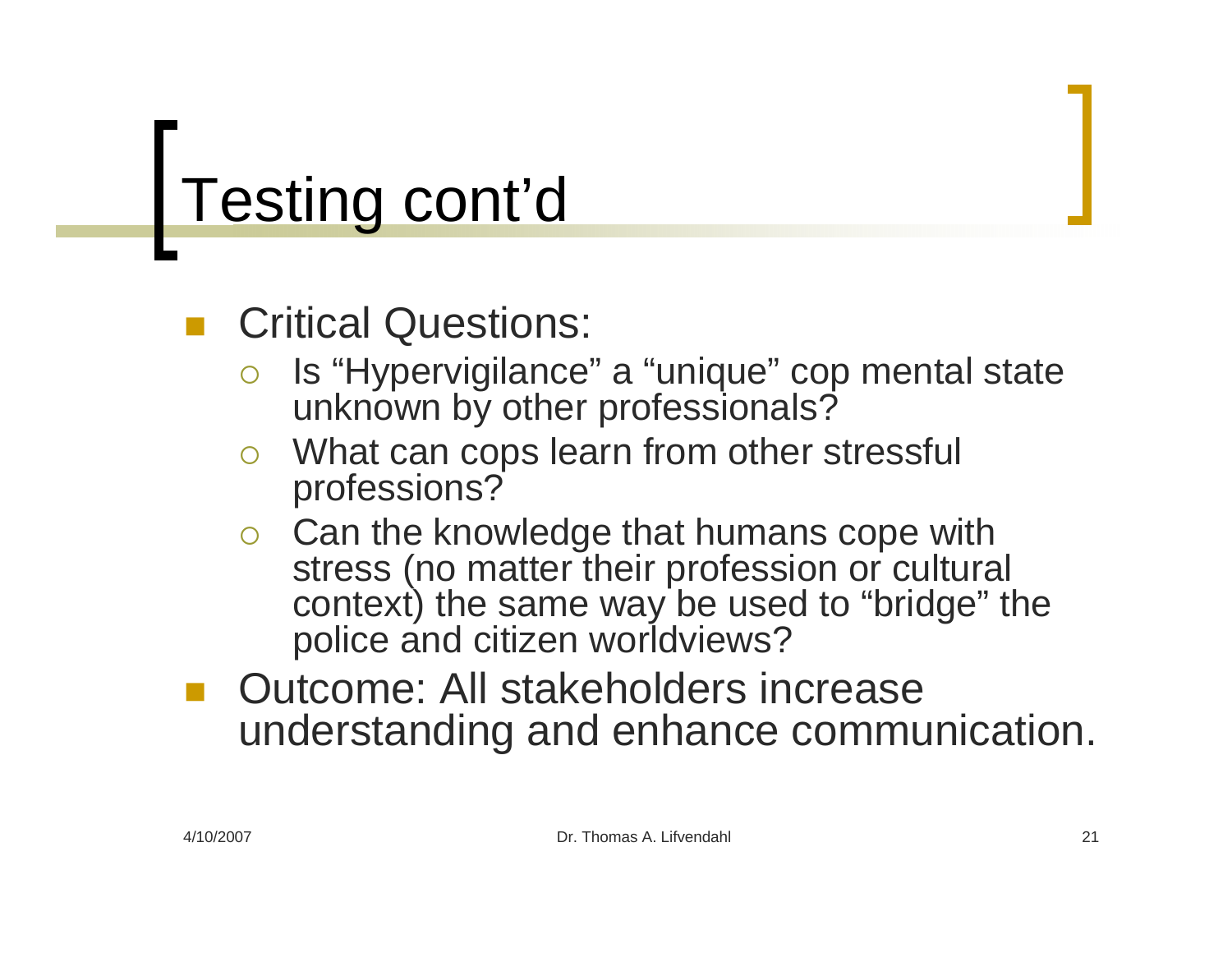# Testing cont'd

- Critical Questions:
  - Is "Hypervigilance" a "unique" cop mental state unknown by other professionals?
  - What can cops learn from other stressful professions?
  - Can the knowledge that humans cope with stress (no matter their profession or cultural context) the same way be used to "bridge" the police and citizen worldviews?
- Outcome: All stakeholders increase understanding and enhance communication.